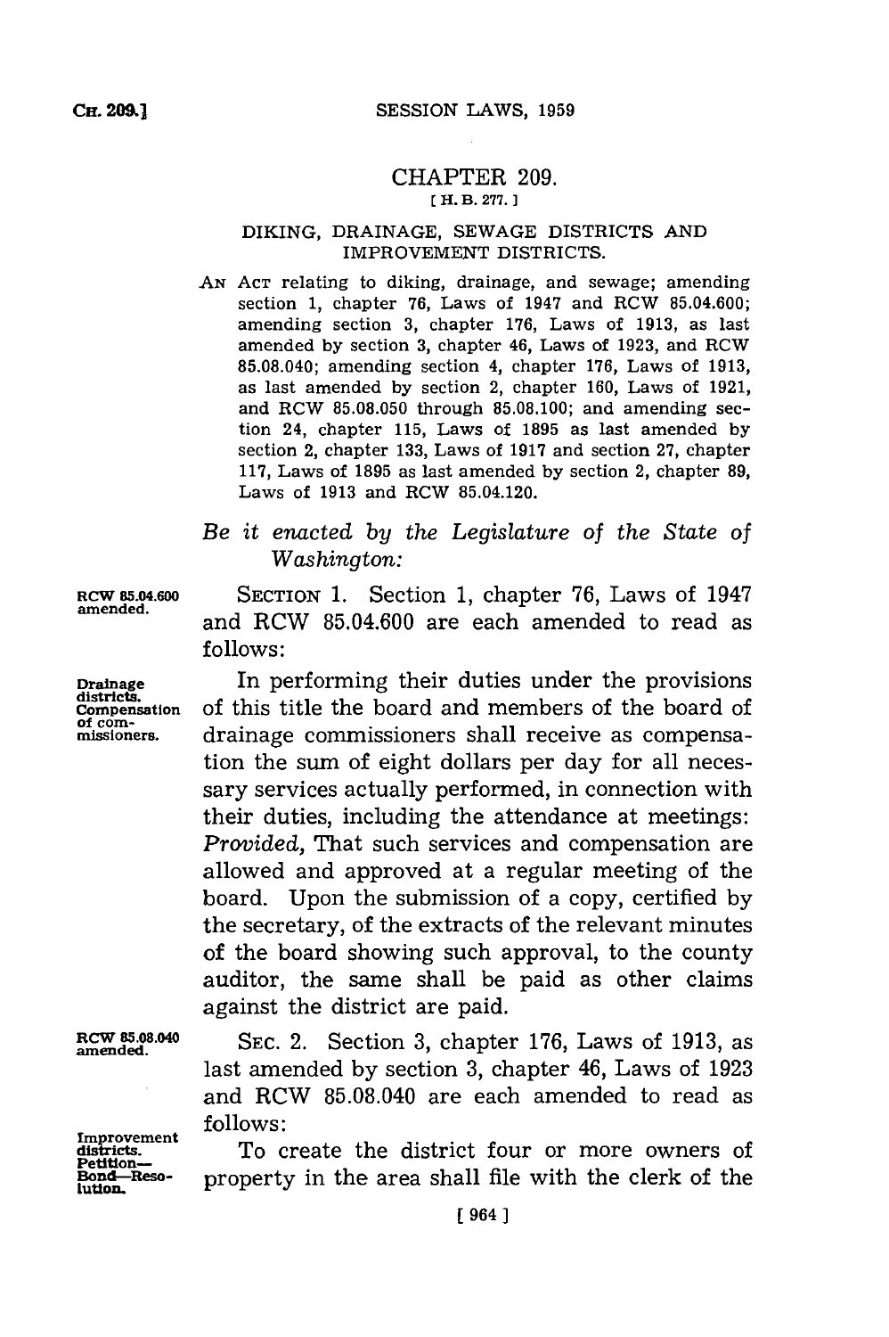# CHAPTER 209.

[ H. B. 277. ]

## DIKING, DRAINAGE, SEWAGE DISTRICTS AND IMPROVEMENT DISTRICTS.

AN ACT relating to diking, drainage, and sewage; amending section 1, chapter 76, Laws of 1947 and RCW 85.04.600; amending section 3, chapter 176, Laws of 1913, as last amended by section 3, chapter 46, Laws of 1923, and RCW 85.08.040; amending section 4, chapter 176, Laws of 1913, as last amended by section 2, chapter 160, Laws of 1921, and RCW 85.08.050 through 85.08.100; and amending section 24, chapter 115, Laws of 1895 as last amended by section 2, chapter 133, Laws of 1917 and section 27, chapter 117, Laws of 1895 as last amended by section 2, chapter 89, Laws of 1913 and RCW 85.04.120.

*Be it enacted by the Legislature of the State of Washington:*

**RCW 85.04.600 amended.**

SECTION 1. Section 1, chapter 76, Laws of 1947 and RCW 85.04.600 are each amended to read as follows:

**Drainage districts. Compensation of commissioners.**

In performing their duties under the provisions of this title the board and members of the board of drainage commissioners shall receive as compensation the sum of eight dollars per day for all necessary services actually performed, in connection with their duties, including the attendance at meetings: *Provided,* That such services and compensation are allowed and approved at a regular meeting of the board. Upon the submission of a copy, certified by the secretary, of the extracts of the relevant minutes of the board showing such approval, to the county auditor, the same shall be paid as other claims against the district are paid.

**RCW 85.08.040 amended.**

SEC. 2. Section 3, chapter 176, Laws of 1913, as last amended by section 3, chapter 46, Laws of 1923 and RCW 85.08.040 are each amended to read as follows:

**Improvement districts. Petition—Bond—Resolution.**

To create the district four or more owners of property in the area shall file with the clerk of the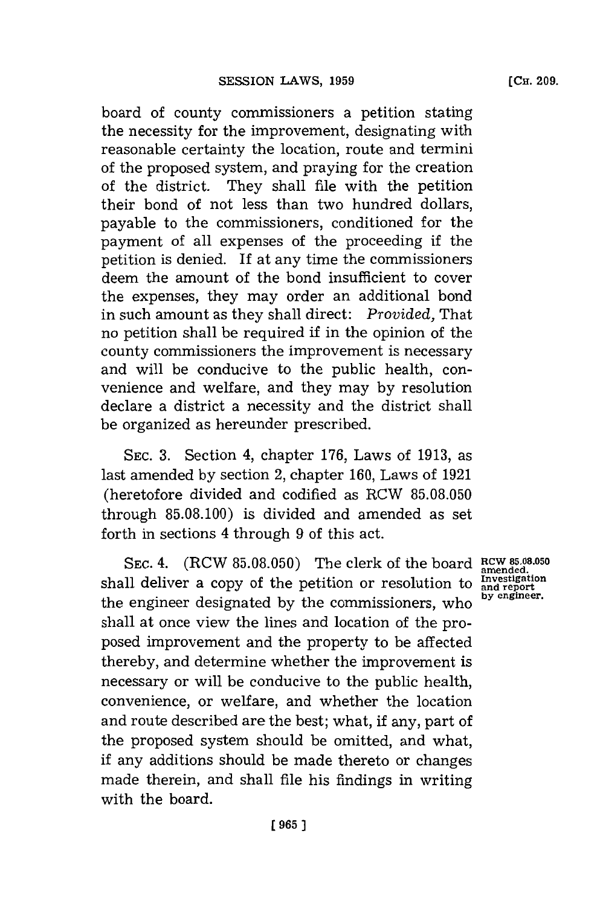board of county commissioners a petition stating the necessity for the improvement, designating with reasonable certainty the location, route and termini of the proposed system, and praying for the creation of the district. They shall file with the petition their bond of not less than two hundred dollars, payable to the commissioners, conditioned for the payment of all expenses of the proceeding if the petition is denied. If at any time the commissioners deem the amount of the bond insufficient to cover the expenses, they may order an additional bond in such amount as they shall direct: *Provided,* That no petition shall be required if in the opinion of the county commissioners the improvement is necessary and will be conducive to the public health, convenience and welfare, and they may by resolution declare a district a necessity and the district shall be organized as hereunder prescribed.

SEC. 3. Section 4, chapter 176, Laws of 1913, as last amended by section 2, chapter 160, Laws of 1921 (heretofore divided and codified as RCW 85.08.050 through 85.08.100) is divided and amended as set forth in sections 4 through 9 of this act.

**RCW 85.08.050 amended. Investigation and report by engineer.**

SEC. 4. (RCW 85.08.050) The clerk of the board shall deliver a copy of the petition or resolution to the engineer designated by the commissioners, who shall at once view the lines and location of the proposed improvement and the property to be affected thereby, and determine whether the improvement is necessary or will be conducive to the public health, convenience, or welfare, and whether the location and route described are the best; what, if any, part of the proposed system should be omitted, and what, if any additions should be made thereto or changes made therein, and shall file his findings in writing with the board.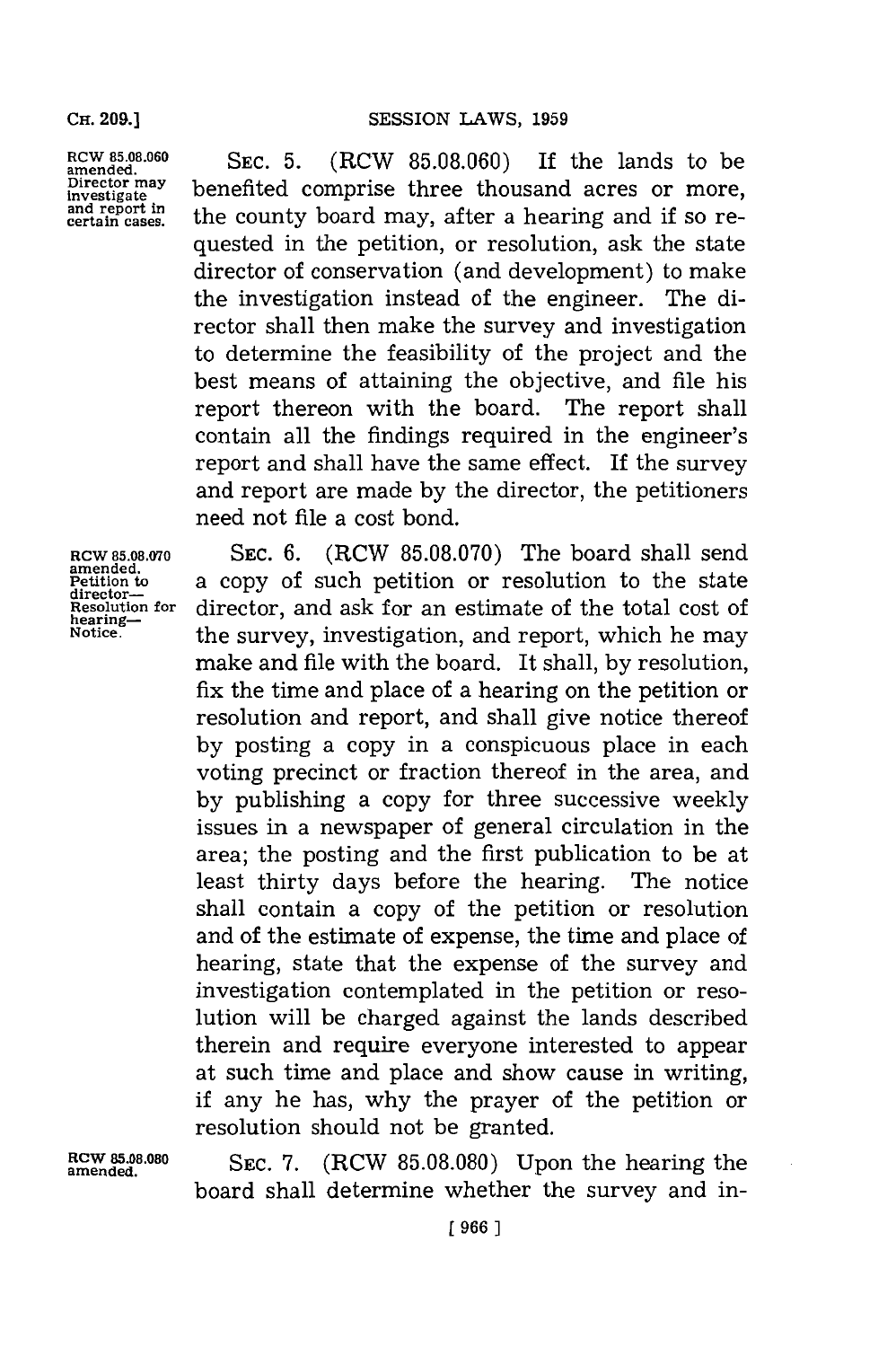RCW 85.08.060 amended. Director may investigate and report in certain cases.

SEC. 5. (RCW 85.08.060) If the lands to be benefited comprise three thousand acres or more, the county board may, after a hearing and if so requested in the petition, or resolution, ask the state director of conservation (and development) to make the investigation instead of the engineer. The director shall then make the survey and investigation to determine the feasibility of the project and the best means of attaining the objective, and file his report thereon with the board. The report shall contain all the findings required in the engineer's report and shall have the same effect. If the survey and report are made by the director, the petitioners need not file a cost bond.

RCW 85.08.070 amended. Petition to director—Resolution for hearing—Notice.

SEC. 6. (RCW 85.08.070) The board shall send a copy of such petition or resolution to the state director, and ask for an estimate of the total cost of the survey, investigation, and report, which he may make and file with the board. It shall, by resolution, fix the time and place of a hearing on the petition or resolution and report, and shall give notice thereof by posting a copy in a conspicuous place in each voting precinct or fraction thereof in the area, and by publishing a copy for three successive weekly issues in a newspaper of general circulation in the area; the posting and the first publication to be at least thirty days before the hearing. The notice shall contain a copy of the petition or resolution and of the estimate of expense, the time and place of hearing, state that the expense of the survey and investigation contemplated in the petition or resolution will be charged against the lands described therein and require everyone interested to appear at such time and place and show cause in writing, if any he has, why the prayer of the petition or resolution should not be granted.

RCW 85.08.080 amended.

SEC. 7. (RCW 85.08.080) Upon the hearing the board shall determine whether the survey and in-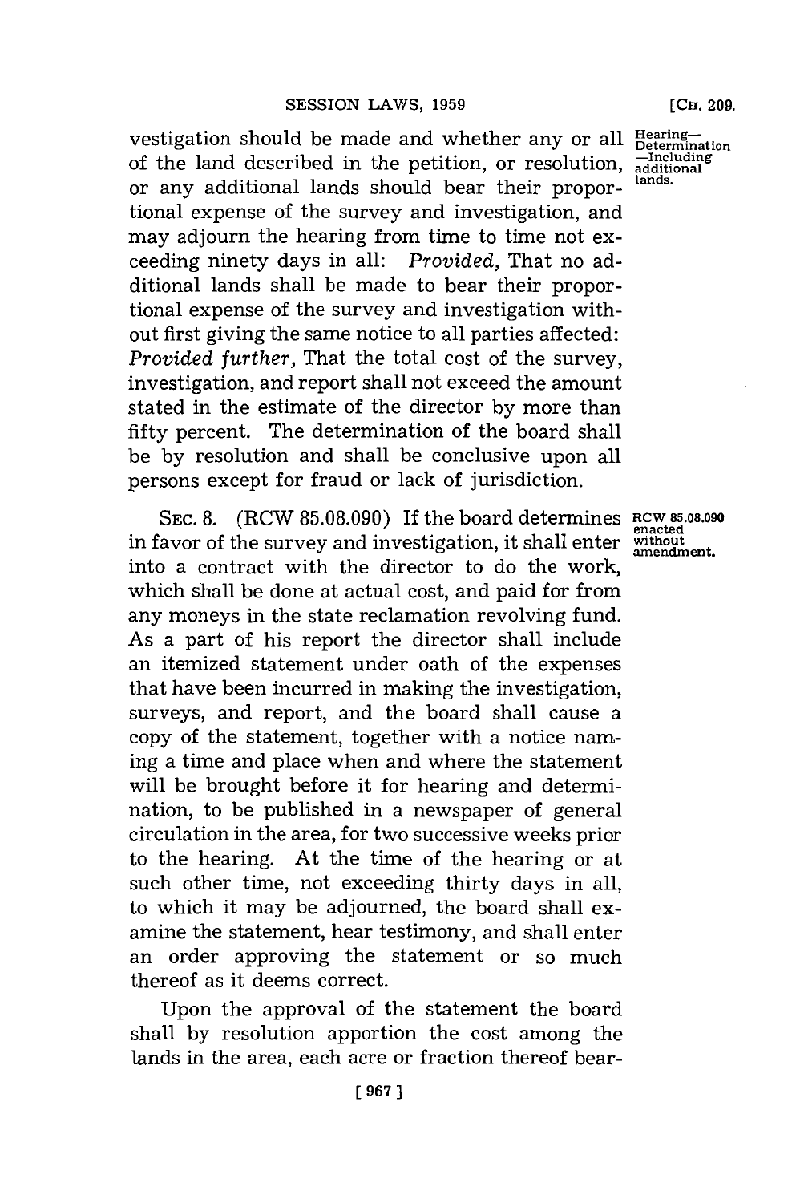vestigation should be made and whether any or all of the land described in the petition, or resolution, or any additional lands should bear their proportional expense of the survey and investigation, and may adjourn the hearing from time to time not exceeding ninety days in all: *Provided,* That no additional lands shall be made to bear their proportional expense of the survey and investigation without first giving the same notice to all parties affected: *Provided further,* That the total cost of the survey, investigation, and report shall not exceed the amount stated in the estimate of the director by more than fifty percent. The determination of the board shall be by resolution and shall be conclusive upon all persons except for fraud or lack of jurisdiction.

Hearing—Determination—Including additional lands.

SEC. 8. (RCW 85.08.090) If the board determines in favor of the survey and investigation, it shall enter into a contract with the director to do the work, which shall be done at actual cost, and paid for from any moneys in the state reclamation revolving fund. As a part of his report the director shall include an itemized statement under oath of the expenses that have been incurred in making the investigation, surveys, and report, and the board shall cause a copy of the statement, together with a notice naming a time and place when and where the statement will be brought before it for hearing and determination, to be published in a newspaper of general circulation in the area, for two successive weeks prior to the hearing. At the time of the hearing or at such other time, not exceeding thirty days in all, to which it may be adjourned, the board shall examine the statement, hear testimony, and shall enter an order approving the statement or so much thereof as it deems correct.

RCW 85.08.090 enacted without amendment.

Upon the approval of the statement the board shall by resolution apportion the cost among the lands in the area, each acre or fraction thereof bear-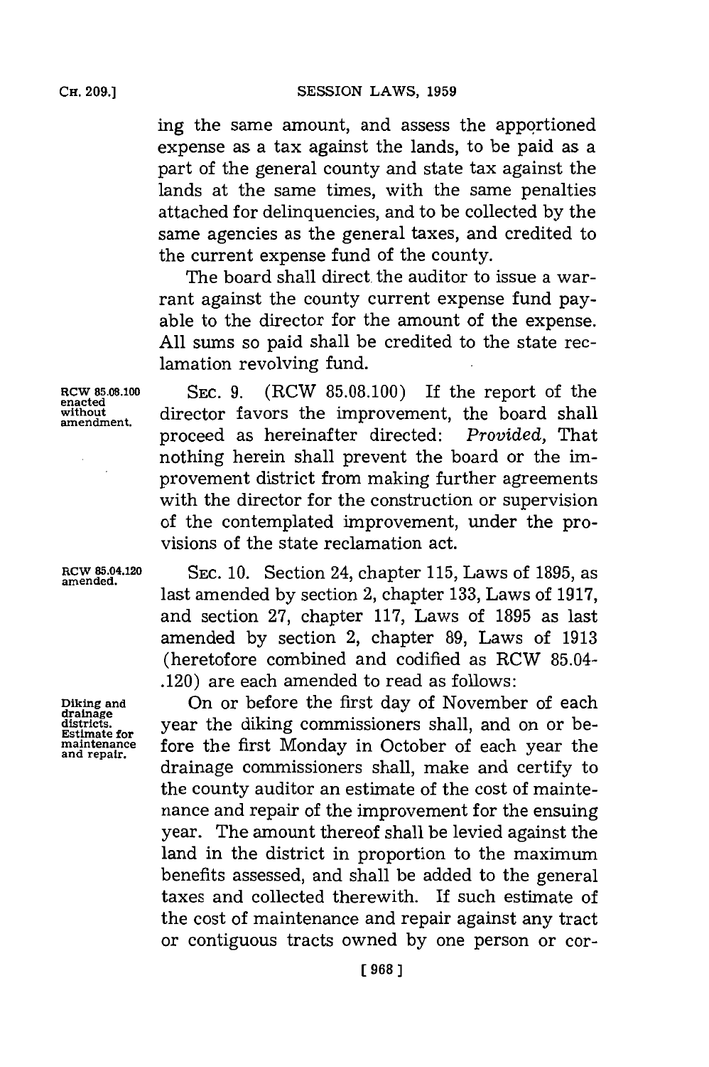ing the same amount, and assess the apportioned expense as a tax against the lands, to be paid as a part of the general county and state tax against the lands at the same times, with the same penalties attached for delinquencies, and to be collected by the same agencies as the general taxes, and credited to the current expense fund of the county.

The board shall direct the auditor to issue a warrant against the county current expense fund payable to the director for the amount of the expense. All sums so paid shall be credited to the state reclamation revolving fund.

RCW 85.08.100 enacted without amendment.

SEC. 9. (RCW 85.08.100) If the report of the director favors the improvement, the board shall proceed as hereinafter directed: *Provided,* That nothing herein shall prevent the board or the improvement district from making further agreements with the director for the construction or supervision of the contemplated improvement, under the provisions of the state reclamation act.

RCW 85.04.120 amended.

SEC. 10. Section 24, chapter 115, Laws of 1895, as last amended by section 2, chapter 133, Laws of 1917, and section 27, chapter 117, Laws of 1895 as last amended by section 2, chapter 89, Laws of 1913 (heretofore combined and codified as RCW 85.04-.120) are each amended to read as follows:

Diking and drainage districts. Estimate for maintenance and repair.

On or before the first day of November of each year the diking commissioners shall, and on or before the first Monday in October of each year the drainage commissioners shall, make and certify to the county auditor an estimate of the cost of maintenance and repair of the improvement for the ensuing year. The amount thereof shall be levied against the land in the district in proportion to the maximum benefits assessed, and shall be added to the general taxes and collected therewith. If such estimate of the cost of maintenance and repair against any tract or contiguous tracts owned by one person or cor-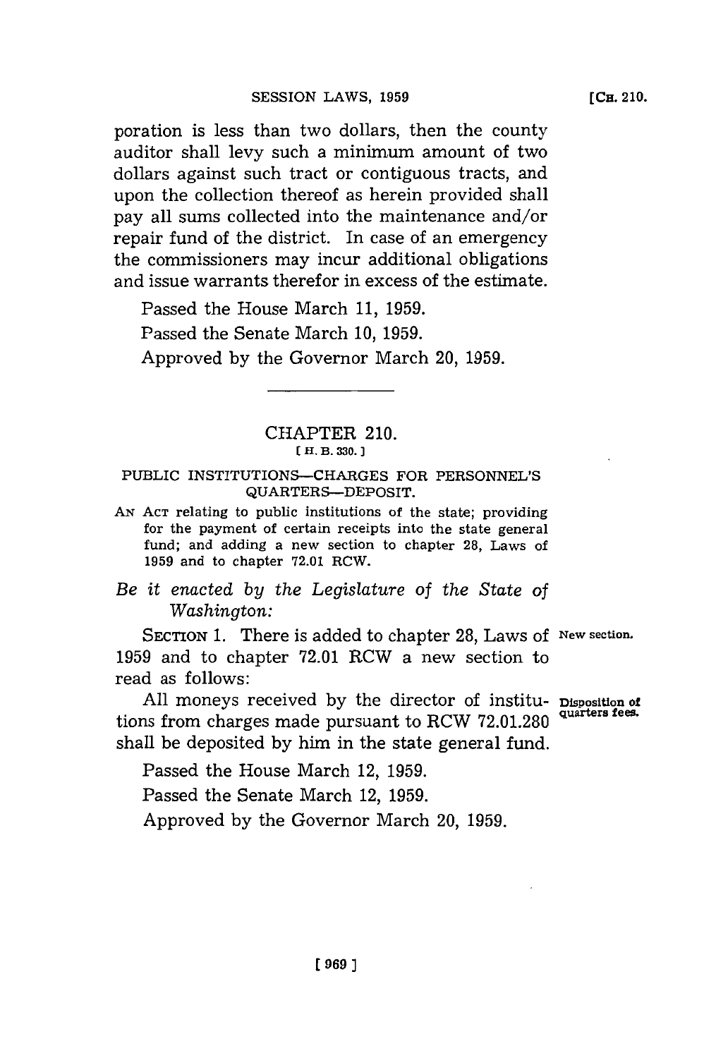poration is less than two dollars, then the county auditor shall levy such a minimum amount of two dollars against such tract or contiguous tracts, and upon the collection thereof as herein provided shall pay all sums collected into the maintenance and/or repair fund of the district. In case of an emergency the commissioners may incur additional obligations and issue warrants therefor in excess of the estimate.

Passed the House March 11, 1959.

Passed the Senate March 10, 1959.

Approved by the Governor March 20, 1959.

---

## CHAPTER 210.

[H. B. 330.]

### PUBLIC INSTITUTIONS—CHARGES FOR PERSONNEL'S QUARTERS—DEPOSIT.

AN ACT relating to public institutions of the state; providing for the payment of certain receipts into the state general fund; and adding a new section to chapter 28, Laws of 1959 and to chapter 72.01 RCW.

*Be it enacted by the Legislature of the State of Washington:*

SECTION 1. There is added to chapter 28, Laws of 1959 and to chapter 72.01 RCW a new section to read as follows: **New section.**

All moneys received by the director of institutions from charges made pursuant to RCW 72.01.280 shall be deposited by him in the state general fund. **Disposition of quarters fees.**

Passed the House March 12, 1959.

Passed the Senate March 12, 1959.

Approved by the Governor March 20, 1959.